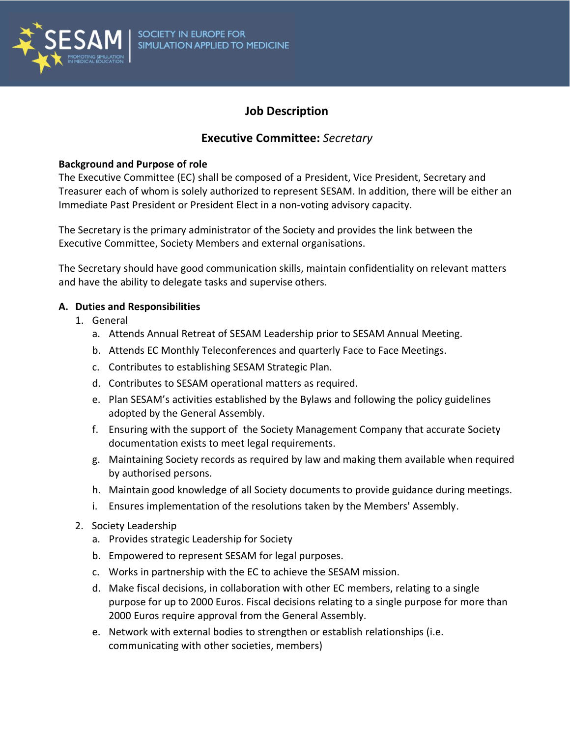SESAM | SOCIETY IN EUROPE FOR SIMULATION APPLIED TO MEDICINE

PROMOTING SIMULATION IN MEDICAL EDUCATION

# Job Description

## Executive Committee: *Secretary*

**Background and Purpose of role**

The Executive Committee (EC) shall be composed of a President, Vice President, Secretary and Treasurer each of whom is solely authorized to represent SESAM. In addition, there will be either an Immediate Past President or President Elect in a non-voting advisory capacity.

The Secretary is the primary administrator of the Society and provides the link between the Executive Committee, Society Members and external organisations.

The Secretary should have good communication skills, maintain confidentiality on relevant matters and have the ability to delegate tasks and supervise others.

**A. Duties and Responsibilities**

1. General
   a. Attends Annual Retreat of SESAM Leadership prior to SESAM Annual Meeting.
   b. Attends EC Monthly Teleconferences and quarterly Face to Face Meetings.
   c. Contributes to establishing SESAM Strategic Plan.
   d. Contributes to SESAM operational matters as required.
   e. Plan SESAM's activities established by the Bylaws and following the policy guidelines adopted by the General Assembly.
   f. Ensuring with the support of the Society Management Company that accurate Society documentation exists to meet legal requirements.
   g. Maintaining Society records as required by law and making them available when required by authorised persons.
   h. Maintain good knowledge of all Society documents to provide guidance during meetings.
   i. Ensures implementation of the resolutions taken by the Members' Assembly.

2. Society Leadership
   a. Provides strategic Leadership for Society
   b. Empowered to represent SESAM for legal purposes.
   c. Works in partnership with the EC to achieve the SESAM mission.
   d. Make fiscal decisions, in collaboration with other EC members, relating to a single purpose for up to 2000 Euros. Fiscal decisions relating to a single purpose for more than 2000 Euros require approval from the General Assembly.
   e. Network with external bodies to strengthen or establish relationships (i.e. communicating with other societies, members)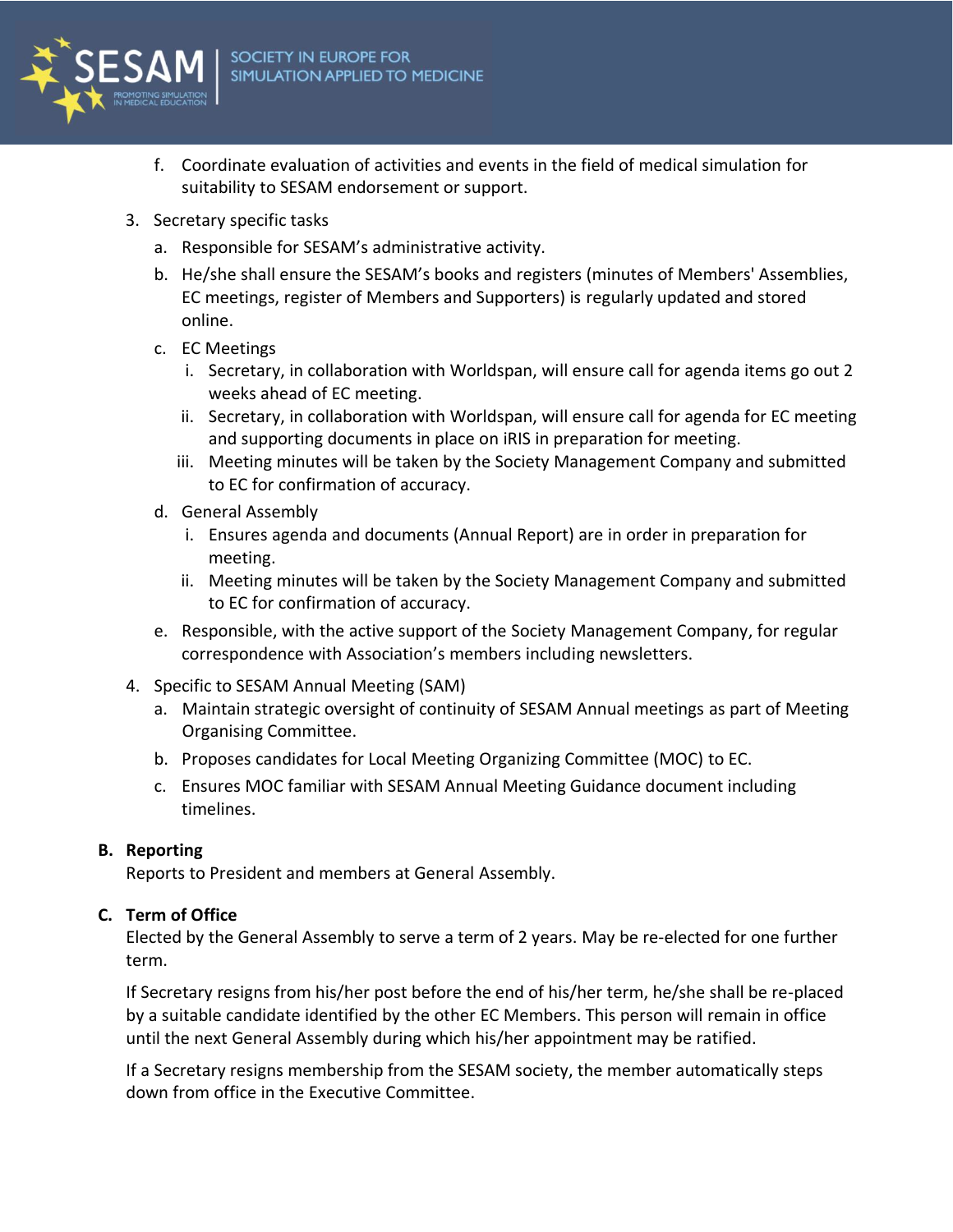f. Coordinate evaluation of activities and events in the field of medical simulation for suitability to SESAM endorsement or support.

3. Secretary specific tasks
   a. Responsible for SESAM's administrative activity.
   b. He/she shall ensure the SESAM's books and registers (minutes of Members' Assemblies, EC meetings, register of Members and Supporters) is regularly updated and stored online.
   c. EC Meetings
      i. Secretary, in collaboration with Worldspan, will ensure call for agenda items go out 2 weeks ahead of EC meeting.
      ii. Secretary, in collaboration with Worldspan, will ensure call for agenda for EC meeting and supporting documents in place on iRIS in preparation for meeting.
      iii. Meeting minutes will be taken by the Society Management Company and submitted to EC for confirmation of accuracy.
   d. General Assembly
      i. Ensures agenda and documents (Annual Report) are in order in preparation for meeting.
      ii. Meeting minutes will be taken by the Society Management Company and submitted to EC for confirmation of accuracy.
   e. Responsible, with the active support of the Society Management Company, for regular correspondence with Association's members including newsletters.
4. Specific to SESAM Annual Meeting (SAM)
   a. Maintain strategic oversight of continuity of SESAM Annual meetings as part of Meeting Organising Committee.
   b. Proposes candidates for Local Meeting Organizing Committee (MOC) to EC.
   c. Ensures MOC familiar with SESAM Annual Meeting Guidance document including timelines.

**B. Reporting**

Reports to President and members at General Assembly.

**C. Term of Office**

Elected by the General Assembly to serve a term of 2 years. May be re-elected for one further term.

If Secretary resigns from his/her post before the end of his/her term, he/she shall be re-placed by a suitable candidate identified by the other EC Members. This person will remain in office until the next General Assembly during which his/her appointment may be ratified.

If a Secretary resigns membership from the SESAM society, the member automatically steps down from office in the Executive Committee.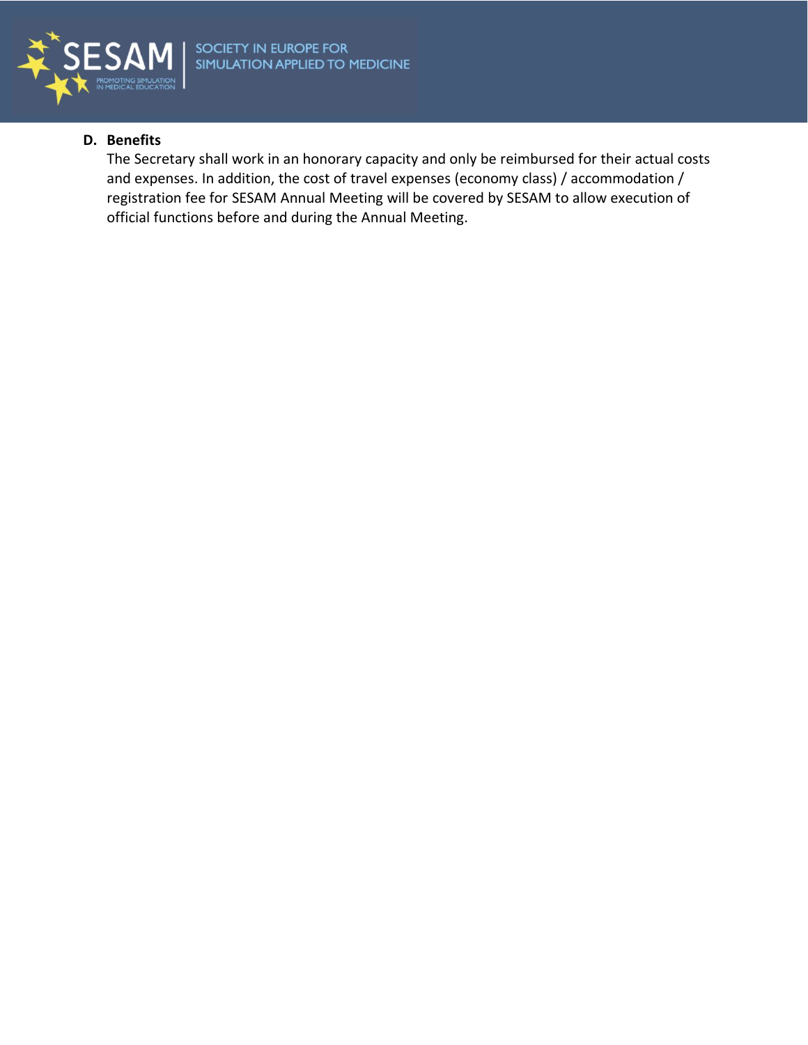## D. Benefits

The Secretary shall work in an honorary capacity and only be reimbursed for their actual costs and expenses. In addition, the cost of travel expenses (economy class) / accommodation / registration fee for SESAM Annual Meeting will be covered by SESAM to allow execution of official functions before and during the Annual Meeting.